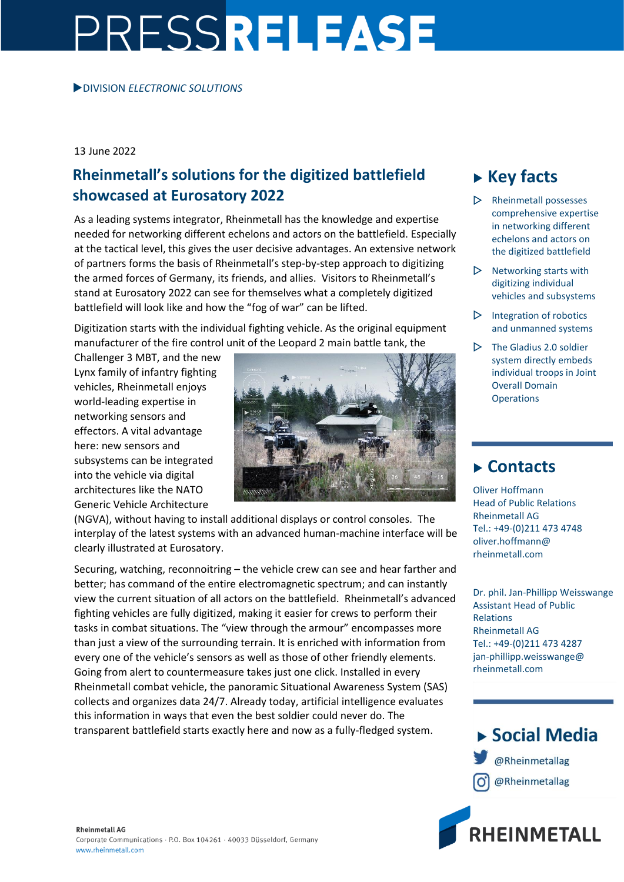# PRESS RELEASE

▶ DIVISION *ELECTRONIC SOLUTIONS*

13 June 2022

## Rheinmetall's solutions for the digitized battlefield showcased at Eurosatory 2022

As a leading systems integrator, Rheinmetall has the knowledge and expertise needed for networking different echelons and actors on the battlefield. Especially at the tactical level, this gives the user decisive advantages. An extensive network of partners forms the basis of Rheinmetall's step-by-step approach to digitizing the armed forces of Germany, its friends, and allies. Visitors to Rheinmetall's stand at Eurosatory 2022 can see for themselves what a completely digitized battlefield will look like and how the "fog of war" can be lifted.

Digitization starts with the individual fighting vehicle. As the original equipment manufacturer of the fire control unit of the Leopard 2 main battle tank, the Challenger 3 MBT, and the new Lynx family of infantry fighting vehicles, Rheinmetall enjoys world-leading expertise in networking sensors and effectors. A vital advantage here: new sensors and subsystems can be integrated into the vehicle via digital architectures like the NATO Generic Vehicle Architecture (NGVA), without having to install additional displays or control consoles. The interplay of the latest systems with an advanced human-machine interface will be clearly illustrated at Eurosatory.

Securing, watching, reconnoitring – the vehicle crew can see and hear farther and better; has command of the entire electromagnetic spectrum; and can instantly view the current situation of all actors on the battlefield. Rheinmetall's advanced fighting vehicles are fully digitized, making it easier for crews to perform their tasks in combat situations. The "view through the armour" encompasses more than just a view of the surrounding terrain. It is enriched with information from every one of the vehicle's sensors as well as those of other friendly elements. Going from alert to countermeasure takes just one click. Installed in every Rheinmetall combat vehicle, the panoramic Situational Awareness System (SAS) collects and organizes data 24/7. Already today, artificial intelligence evaluates this information in ways that even the best soldier could never do. The transparent battlefield starts exactly here and now as a fully-fledged system.

## ▸ Key facts

- Rheinmetall possesses comprehensive expertise in networking different echelons and actors on the digitized battlefield
- Networking starts with digitizing individual vehicles and subsystems
- Integration of robotics and unmanned systems
- The Gladius 2.0 soldier system directly embeds individual troops in Joint Overall Domain Operations

## ▸ Contacts

Oliver Hoffmann
Head of Public Relations
Rheinmetall AG
Tel.: +49-(0)211 473 4748
oliver.hoffmann@rheinmetall.com

Dr. phil. Jan-Phillipp Weisswange
Assistant Head of Public Relations
Rheinmetall AG
Tel.: +49-(0)211 473 4287
jan-phillipp.weisswange@rheinmetall.com

## ▸ Social Media

@Rheinmetallag

@Rheinmetallag

RHEINMETALL

**Rheinmetall AG**
Corporate Communications · P.O. Box 104261 · 40033 Düsseldorf, Germany
www.rheinmetall.com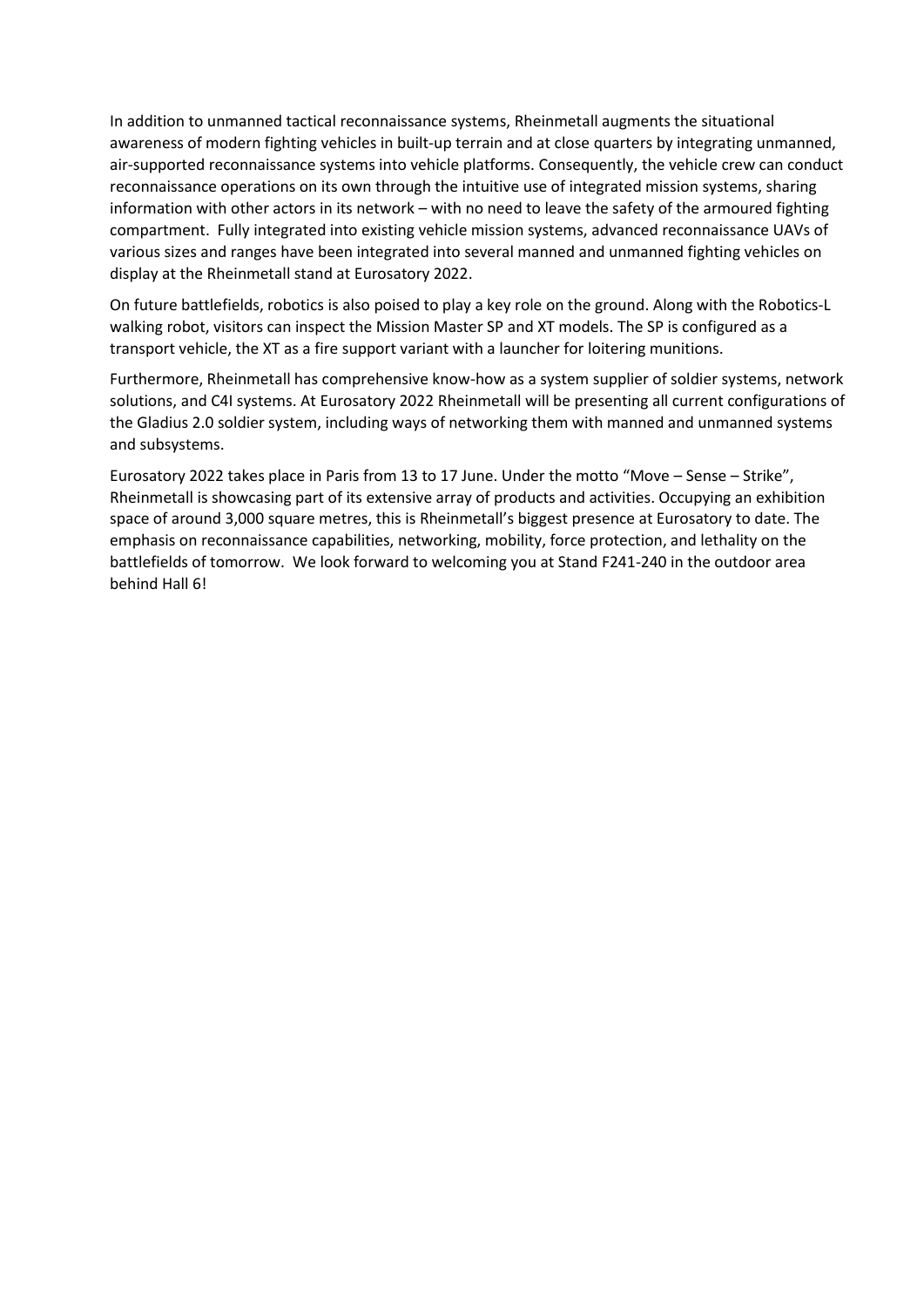In addition to unmanned tactical reconnaissance systems, Rheinmetall augments the situational awareness of modern fighting vehicles in built-up terrain and at close quarters by integrating unmanned, air-supported reconnaissance systems into vehicle platforms. Consequently, the vehicle crew can conduct reconnaissance operations on its own through the intuitive use of integrated mission systems, sharing information with other actors in its network – with no need to leave the safety of the armoured fighting compartment. Fully integrated into existing vehicle mission systems, advanced reconnaissance UAVs of various sizes and ranges have been integrated into several manned and unmanned fighting vehicles on display at the Rheinmetall stand at Eurosatory 2022.

On future battlefields, robotics is also poised to play a key role on the ground. Along with the Robotics-L walking robot, visitors can inspect the Mission Master SP and XT models. The SP is configured as a transport vehicle, the XT as a fire support variant with a launcher for loitering munitions.

Furthermore, Rheinmetall has comprehensive know-how as a system supplier of soldier systems, network solutions, and C4I systems. At Eurosatory 2022 Rheinmetall will be presenting all current configurations of the Gladius 2.0 soldier system, including ways of networking them with manned and unmanned systems and subsystems.

Eurosatory 2022 takes place in Paris from 13 to 17 June. Under the motto "Move – Sense – Strike", Rheinmetall is showcasing part of its extensive array of products and activities. Occupying an exhibition space of around 3,000 square metres, this is Rheinmetall's biggest presence at Eurosatory to date. The emphasis on reconnaissance capabilities, networking, mobility, force protection, and lethality on the battlefields of tomorrow. We look forward to welcoming you at Stand F241-240 in the outdoor area behind Hall 6!